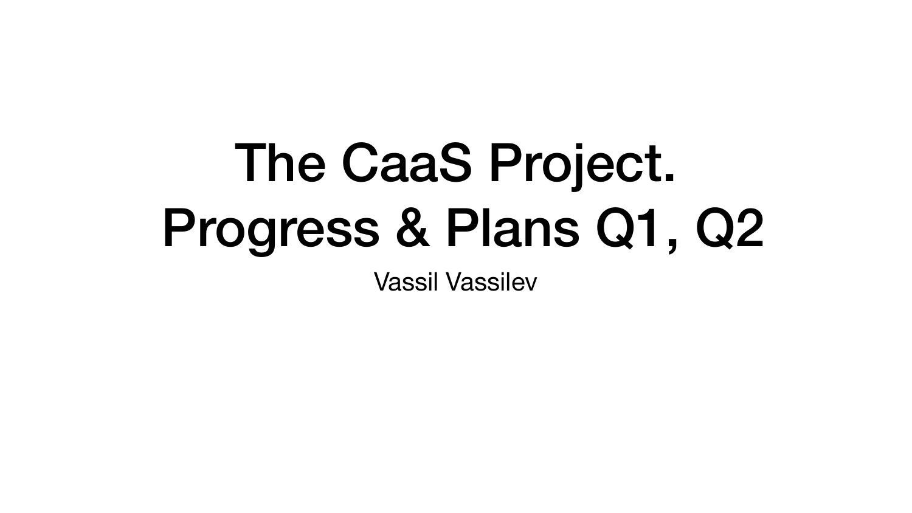# The CaaS Project. Progress & Plans Q1, Q2

Vassil Vassilev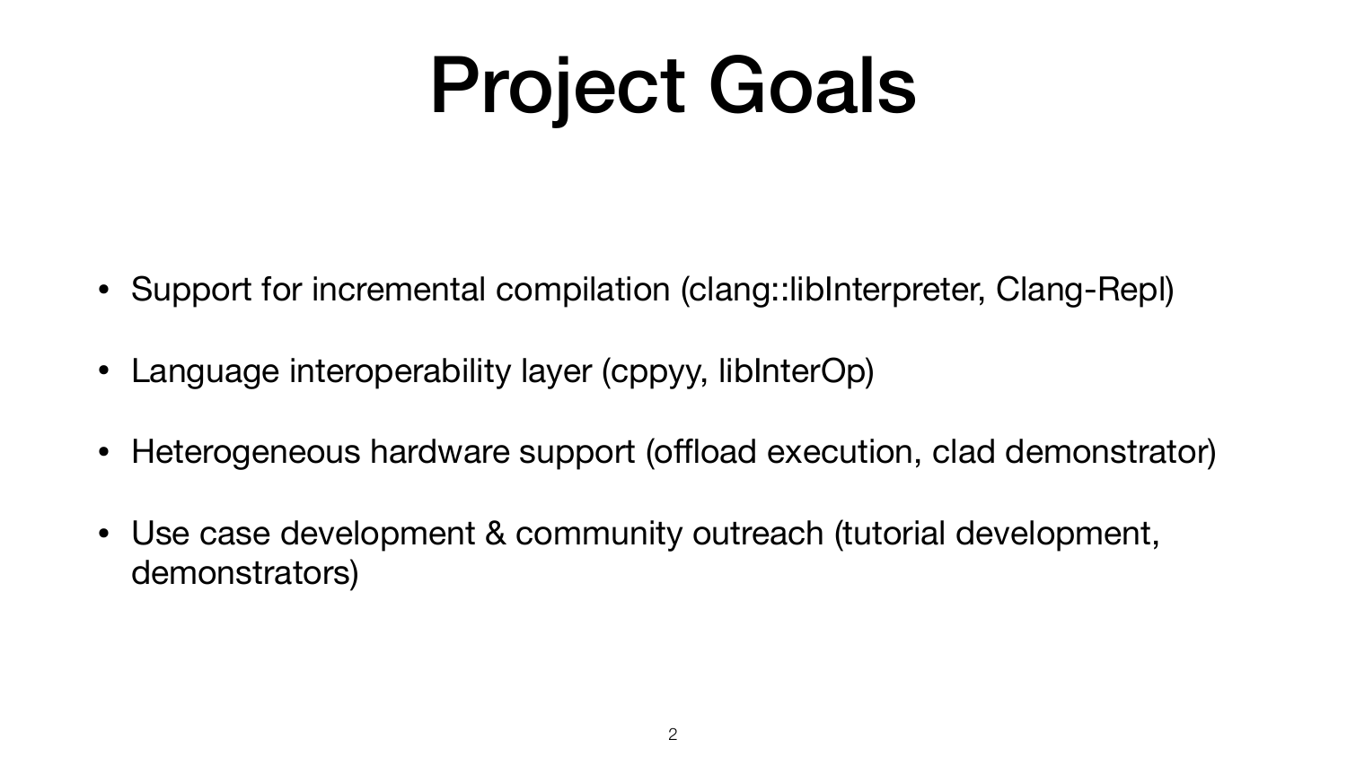# Project Goals

- Support for incremental compilation (clang::libInterpreter, Clang-Repl)
- Language interoperability layer (cppyy, libInterOp)
- Heterogeneous hardware support (offload execution, clad demonstrator)
- Use case development & community outreach (tutorial development, demonstrators)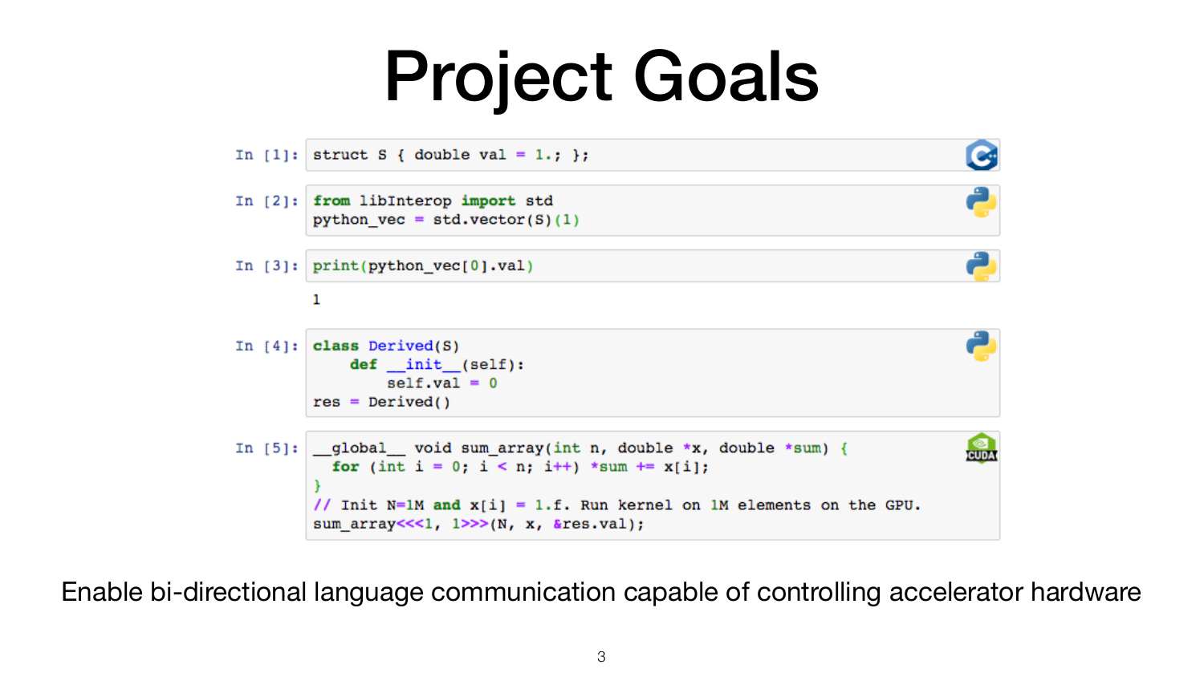# Project Goals

```
In [1]: struct S { double val = 1.; };
```

```
In [2]: from libInterop import std
        python_vec = std.vector(S)(1)
```

```
In [3]: print(python_vec[0].val)

        1
```

```
In [4]: class Derived(S):
            def __init__(self):
                self.val = 0
        res = Derived()
```

```
In [5]: __global__ void sum_array(int n, double *x, double *sum) {
          for (int i = 0; i < n; i++) *sum += x[i];
        }
        // Init N=1M and x[i] = 1.f. Run kernel on 1M elements on the GPU.
        sum_array<<<1, 1>>>(N, x, &res.val);
```

Enable bi-directional language communication capable of controlling accelerator hardware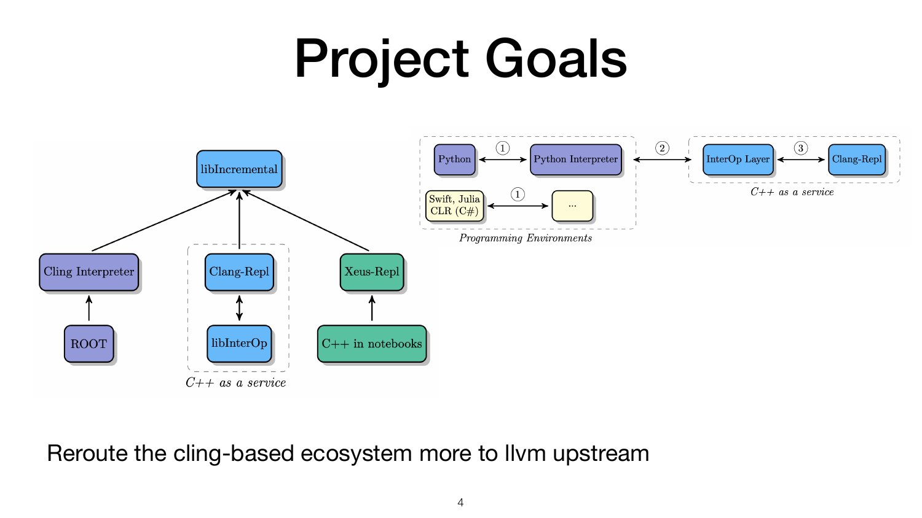# Project Goals

libIncremental

Cling Interpreter

ROOT

Clang-Repl

libInterOp

*C++ as a service*

Xeus-Repl

C++ in notebooks

Python ① Python Interpreter

Swift, Julia CLR (C#) ① ...

*Programming Environments*

②

InterOp Layer ③ Clang-Repl

*C++ as a service*

Reroute the cling-based ecosystem more to llvm upstream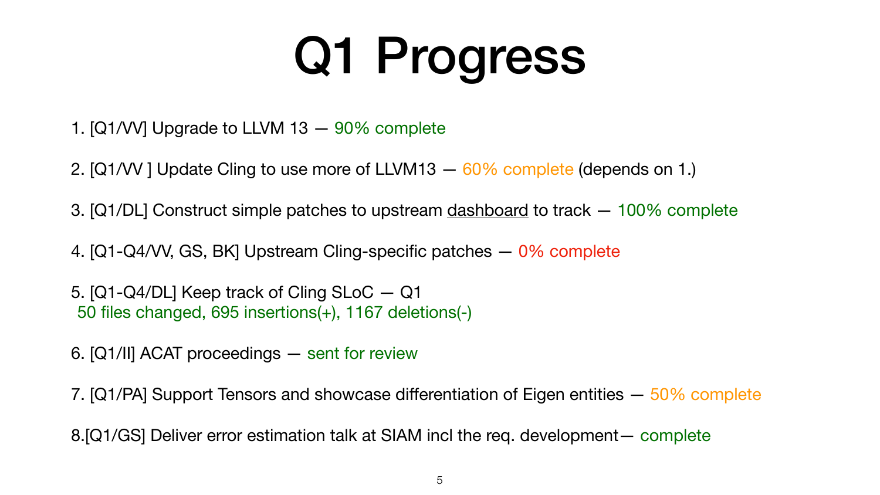# Q1 Progress

1. [Q1/VV] Upgrade to LLVM 13 — 90% complete

2. [Q1/VV ] Update Cling to use more of LLVM13 — 60% complete (depends on 1.)

3. [Q1/DL] Construct simple patches to upstream dashboard to track — 100% complete

4. [Q1-Q4/VV, GS, BK] Upstream Cling-specific patches — 0% complete

5. [Q1-Q4/DL] Keep track of Cling SLoC — Q1
   50 files changed, 695 insertions(+), 1167 deletions(-)

6. [Q1/II] ACAT proceedings — sent for review

7. [Q1/PA] Support Tensors and showcase differentiation of Eigen entities — 50% complete

8. [Q1/GS] Deliver error estimation talk at SIAM incl the req. development— complete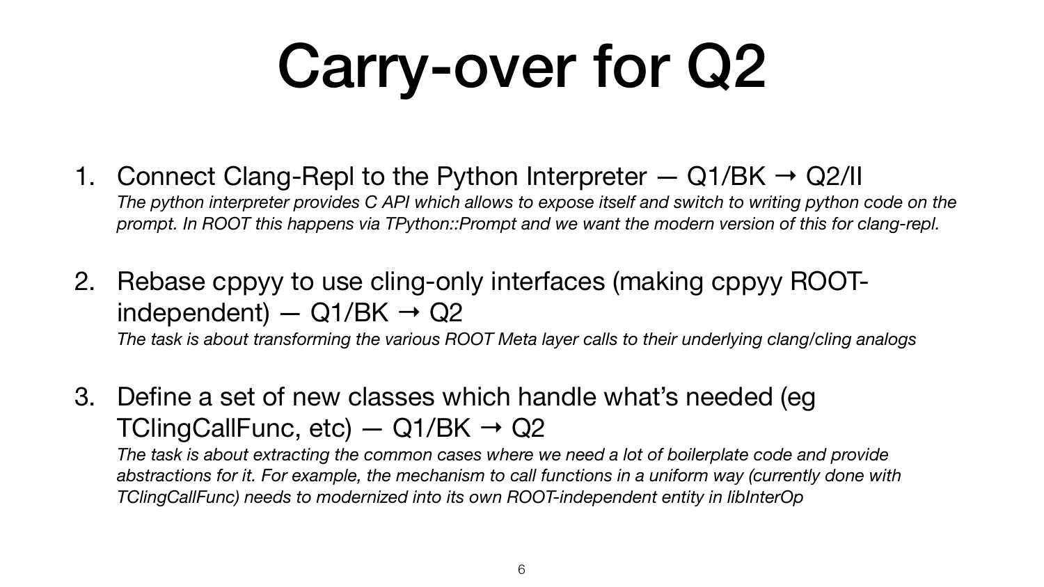# Carry-over for Q2

1. Connect Clang-Repl to the Python Interpreter — Q1/BK → Q2/II
   *The python interpreter provides C API which allows to expose itself and switch to writing python code on the prompt. In ROOT this happens via TPython::Prompt and we want the modern version of this for clang-repl.*

2. Rebase cppyy to use cling-only interfaces (making cppyy ROOT-independent) — Q1/BK → Q2
   *The task is about transforming the various ROOT Meta layer calls to their underlying clang/cling analogs*

3. Define a set of new classes which handle what's needed (eg TClingCallFunc, etc) — Q1/BK → Q2
   *The task is about extracting the common cases where we need a lot of boilerplate code and provide abstractions for it. For example, the mechanism to call functions in a uniform way (currently done with TClingCallFunc) needs to modernized into its own ROOT-independent entity in libInterOp*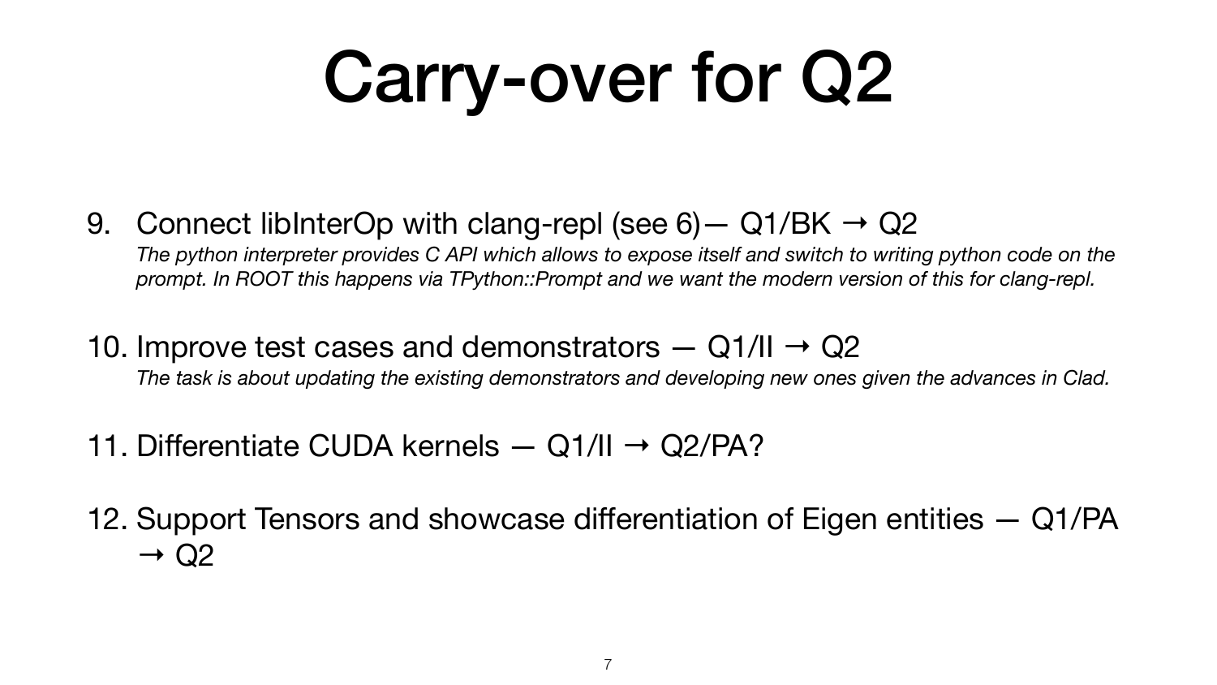# Carry-over for Q2

9. Connect libInterOp with clang-repl (see 6)— Q1/BK → Q2
   *The python interpreter provides C API which allows to expose itself and switch to writing python code on the prompt. In ROOT this happens via TPython::Prompt and we want the modern version of this for clang-repl.*

10. Improve test cases and demonstrators — Q1/II → Q2
    *The task is about updating the existing demonstrators and developing new ones given the advances in Clad.*

11. Differentiate CUDA kernels — Q1/II → Q2/PA?

12. Support Tensors and showcase differentiation of Eigen entities — Q1/PA → Q2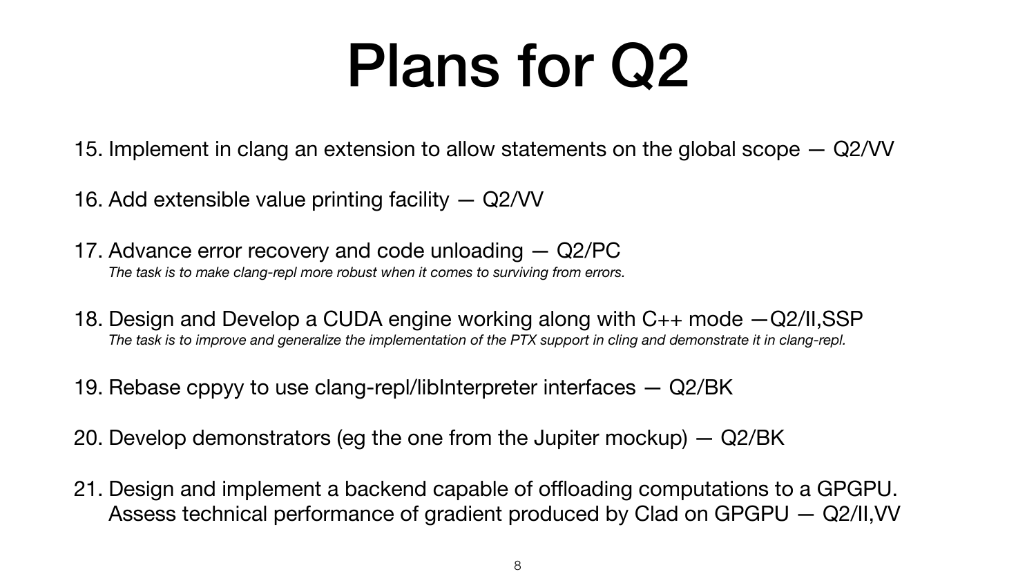# Plans for Q2

15. Implement in clang an extension to allow statements on the global scope — Q2/VV

16. Add extensible value printing facility — Q2/VV

17. Advance error recovery and code unloading — Q2/PC
    *The task is to make clang-repl more robust when it comes to surviving from errors.*

18. Design and Develop a CUDA engine working along with C++ mode —Q2/II,SSP
    *The task is to improve and generalize the implementation of the PTX support in cling and demonstrate it in clang-repl.*

19. Rebase cppyy to use clang-repl/libInterpreter interfaces — Q2/BK

20. Develop demonstrators (eg the one from the Jupiter mockup) — Q2/BK

21. Design and implement a backend capable of offloading computations to a GPGPU. Assess technical performance of gradient produced by Clad on GPGPU — Q2/II,VV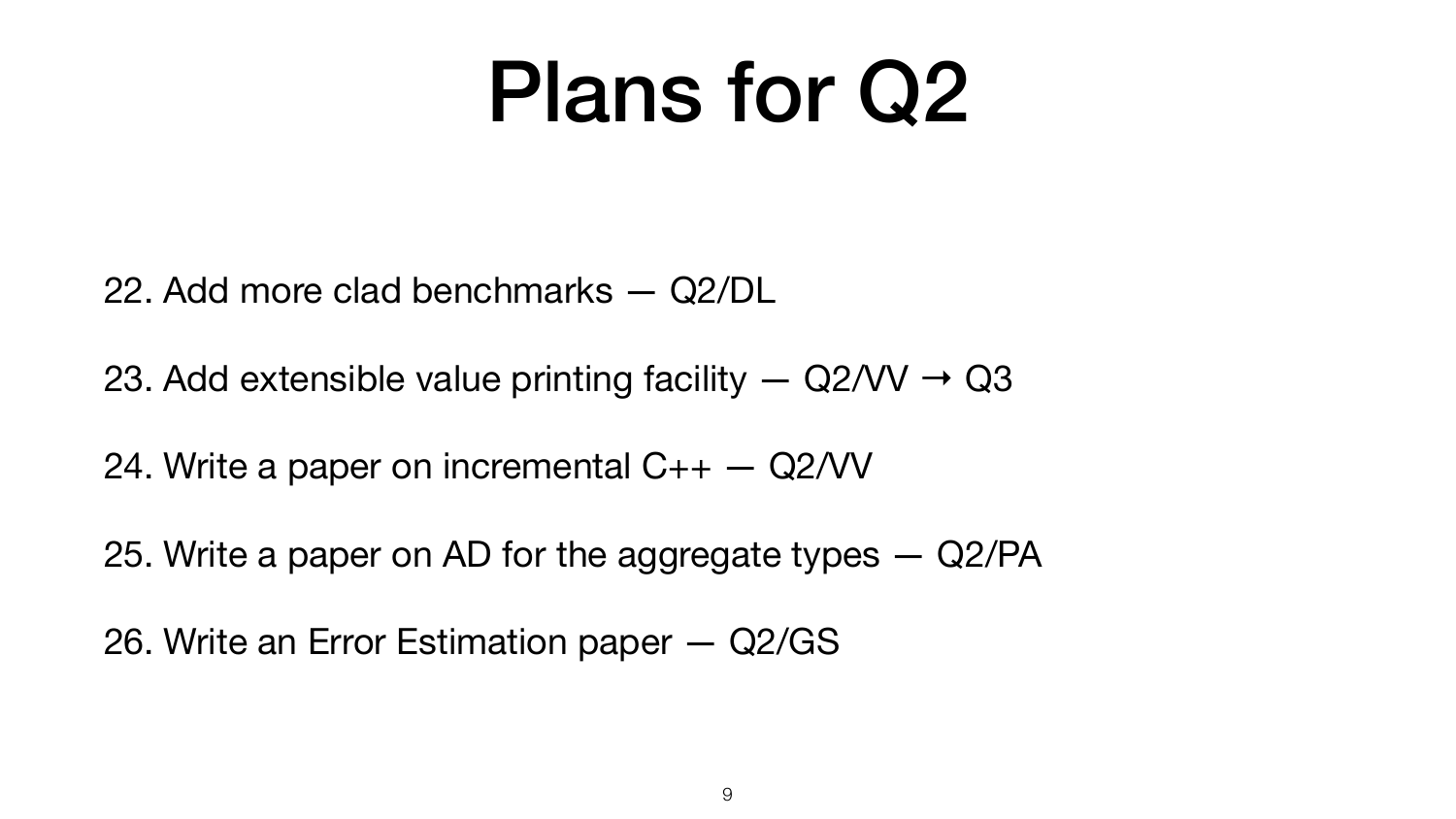# Plans for Q2

22. Add more clad benchmarks — Q2/DL

23. Add extensible value printing facility — Q2/VV → Q3

24. Write a paper on incremental C++ — Q2/VV

25. Write a paper on AD for the aggregate types — Q2/PA

26. Write an Error Estimation paper — Q2/GS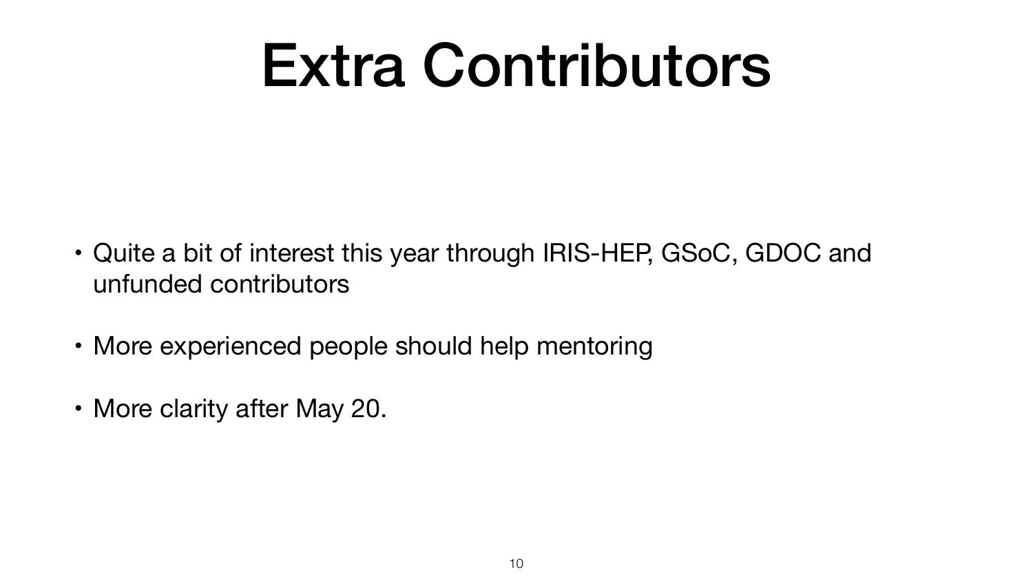# Extra Contributors

- Quite a bit of interest this year through IRIS-HEP, GSoC, GDOC and unfunded contributors
- More experienced people should help mentoring
- More clarity after May 20.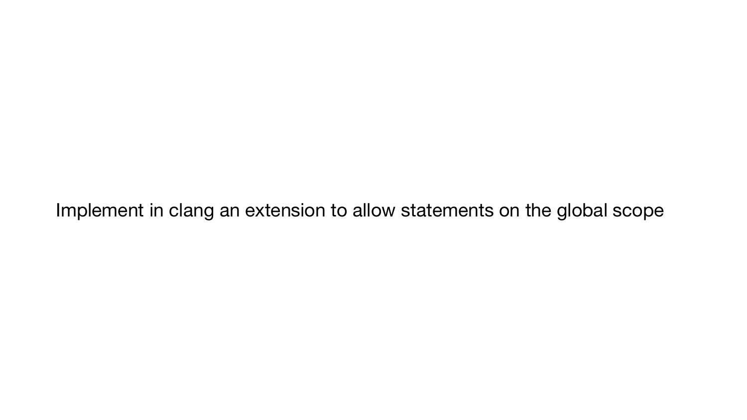Implement in clang an extension to allow statements on the global scope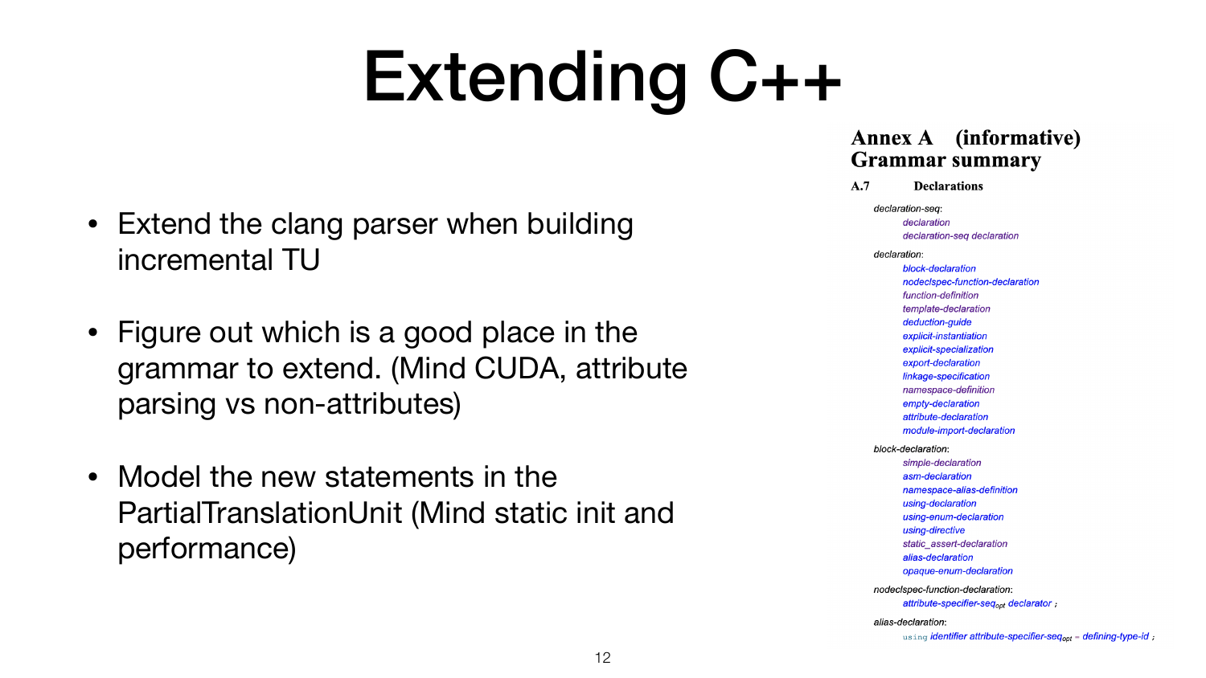# Extending C++

- Extend the clang parser when building incremental TU
- Figure out which is a good place in the grammar to extend. (Mind CUDA, attribute parsing vs non-attributes)
- Model the new statements in the PartialTranslationUnit (Mind static init and performance)

**Annex A (informative)**
**Grammar summary**

**A.7 Declarations**

*declaration-seq*:
  *declaration*
  *declaration-seq declaration*

*declaration*:
  *block-declaration*
  *nodeclspec-function-declaration*
  *function-definition*
  *template-declaration*
  *deduction-guide*
  *explicit-instantiation*
  *explicit-specialization*
  *export-declaration*
  *linkage-specification*
  *namespace-definition*
  *empty-declaration*
  *attribute-declaration*
  *module-import-declaration*

*block-declaration*:
  *simple-declaration*
  *asm-declaration*
  *namespace-alias-definition*
  *using-declaration*
  *using-enum-declaration*
  *using-directive*
  *static_assert-declaration*
  *alias-declaration*
  *opaque-enum-declaration*

*nodeclspec-function-declaration*:
  *attribute-specifier-seq*$_{opt}$ *declarator* ;

*alias-declaration*:
  `using` *identifier attribute-specifier-seq*$_{opt}$ = *defining-type-id* ;